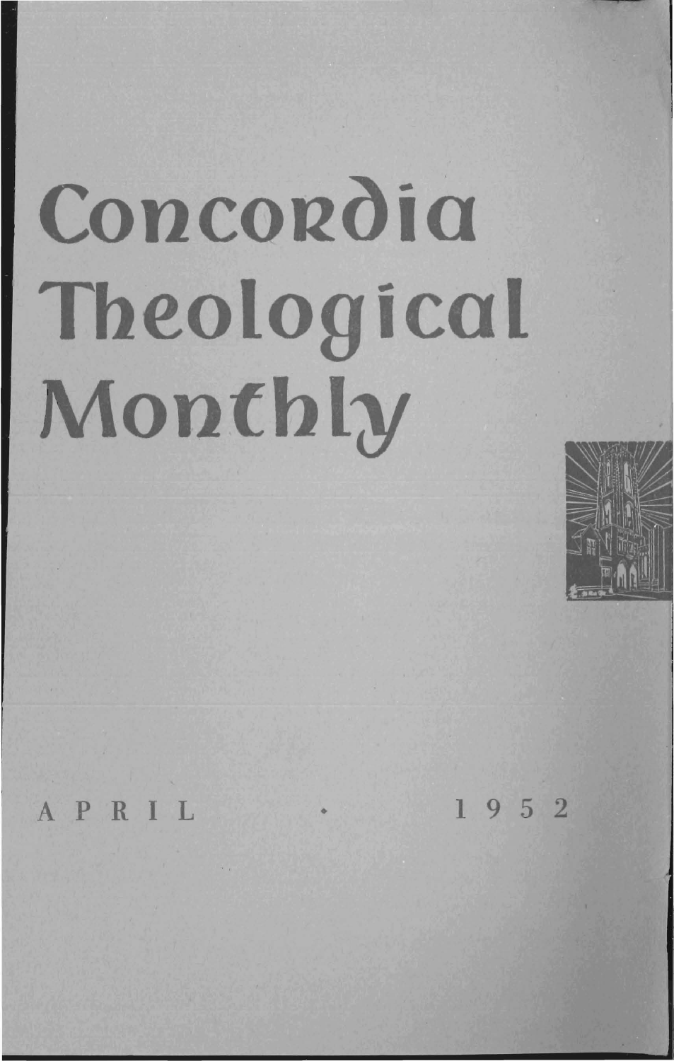# Concordia Theological Monthly

APRIL • 1952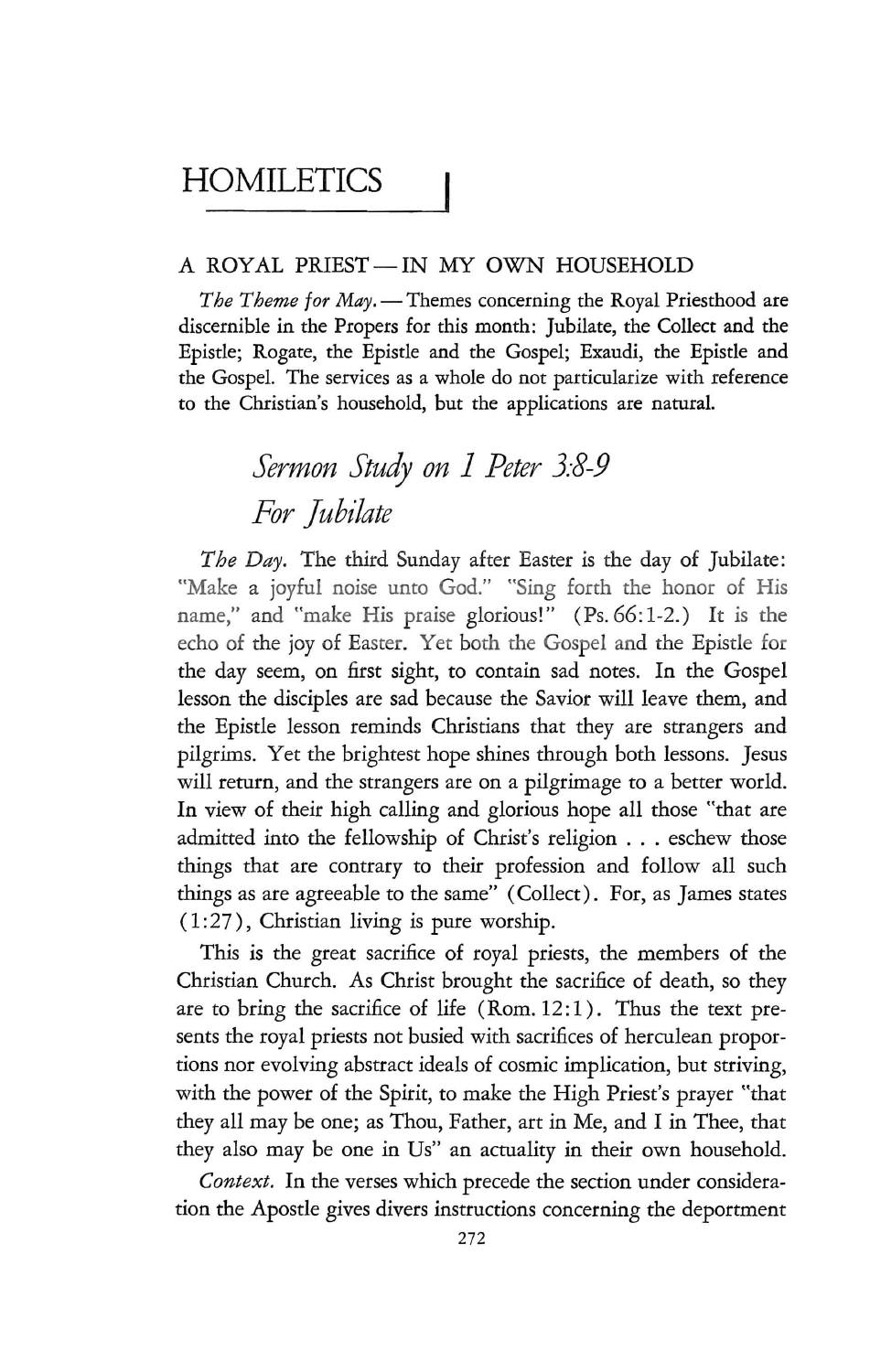# HOMILETICS

## A ROYAL PRIEST — IN MY OWN HOUSEHOLD

*The Theme for May.* — Themes concerning the Royal Priesthood are discernible in the Propers for this month: Jubilate, the Collect and the Epistle; Rogate, the Epistle and the Gospel; Exaudi, the Epistle and the Gospel. The services as a whole do not particularize with reference to the Christian's household, but the applications are natural.

## *Sermon Study on 1 Peter 3:8-9 For Jubilate*

*The Day.* The third Sunday after Easter is the day of Jubilate: "Make a joyful noise unto God." "Sing forth the honor of His name," and "make His praise glorious!" (Ps. 66:1-2.) It is the echo of the joy of Easter. Yet both the Gospel and the Epistle for the day seem, on first sight, to contain sad notes. In the Gospel lesson the disciples are sad because the Savior will leave them, and the Epistle lesson reminds Christians that they are strangers and pilgrims. Yet the brightest hope shines through both lessons. Jesus will return, and the strangers are on a pilgrimage to a better world. In view of their high calling and glorious hope all those "that are admitted into the fellowship of Christ's religion . . . eschew those things that are contrary to their profession and follow all such things as are agreeable to the same" (Collect). For, as James states (1:27), Christian living is pure worship.

This is the great sacrifice of royal priests, the members of the Christian Church. As Christ brought the sacrifice of death, so they are to bring the sacrifice of life (Rom. 12:1). Thus the text presents the royal priests not busied with sacrifices of herculean proportions nor evolving abstract ideals of cosmic implication, but striving, with the power of the Spirit, to make the High Priest's prayer "that they all may be one; as Thou, Father, art in Me, and I in Thee, that they also may be one in Us" an actuality in their own household.

*Context.* In the verses which precede the section under consideration the Apostle gives divers instructions concerning the deportment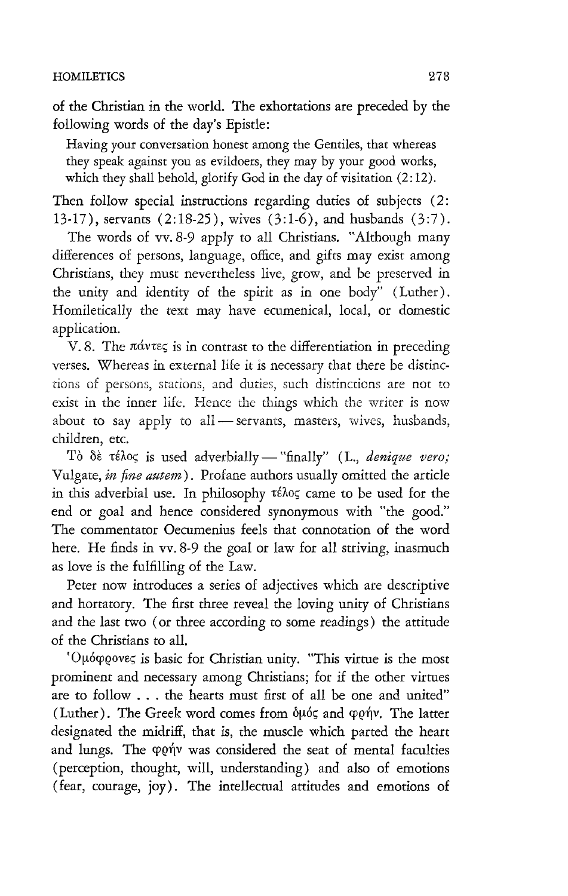of the Christian in the world. The exhortations are preceded by the following words of the day's Epistle:

> Having your conversation honest among the Gentiles, that whereas they speak against you as evildoers, they may by your good works, which they shall behold, glorify God in the day of visitation (2:12).

Then follow special instructions regarding duties of subjects (2: 13-17), servants (2:18-25), wives (3:1-6), and husbands (3:7).

The words of vv. 8-9 apply to all Christians. "Although many differences of persons, language, office, and gifts may exist among Christians, they must nevertheless live, grow, and be preserved in the unity and identity of the spirit as in one body" (Luther). Homiletically the text may have ecumenical, local, or domestic application.

V. 8. The πάντες is in contrast to the differentiation in preceding verses. Whereas in external life it is necessary that there be distinctions of persons, stations, and duties, such distinctions are not to exist in the inner life. Hence the things which the writer is now about to say apply to all — servants, masters, wives, husbands, children, etc.

Τὸ δὲ τέλος is used adverbially — "finally" (L., *denique vero;* Vulgate, *in fine autem*). Profane authors usually omitted the article in this adverbial use. In philosophy τέλος came to be used for the end or goal and hence considered synonymous with "the good." The commentator Oecumenius feels that connotation of the word here. He finds in vv. 8-9 the goal or law for all striving, inasmuch as love is the fulfilling of the Law.

Peter now introduces a series of adjectives which are descriptive and hortatory. The first three reveal the loving unity of Christians and the last two (or three according to some readings) the attitude of the Christians to all.

Ὁμόφρονες is basic for Christian unity. "This virtue is the most prominent and necessary among Christians; for if the other virtues are to follow . . . the hearts must first of all be one and united" (Luther). The Greek word comes from ὁμός and φρήν. The latter designated the midriff, that is, the muscle which parted the heart and lungs. The φρήν was considered the seat of mental faculties (perception, thought, will, understanding) and also of emotions (fear, courage, joy). The intellectual attitudes and emotions of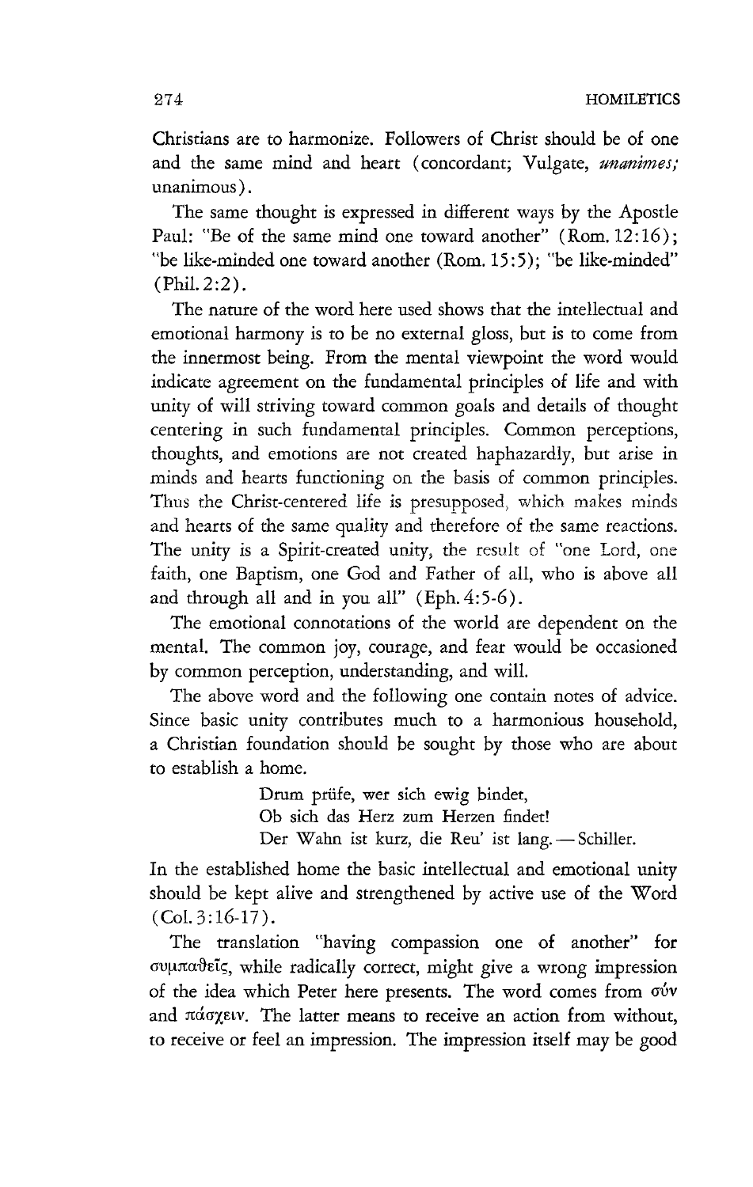Christians are to harmonize. Followers of Christ should be of one and the same mind and heart (concordant; Vulgate, *unanimes;* unanimous).

The same thought is expressed in different ways by the Apostle Paul: "Be of the same mind one toward another" (Rom. 12:16); "be like-minded one toward another (Rom. 15:5); "be like-minded" (Phil. 2:2).

The nature of the word here used shows that the intellectual and emotional harmony is to be no external gloss, but is to come from the innermost being. From the mental viewpoint the word would indicate agreement on the fundamental principles of life and with unity of will striving toward common goals and details of thought centering in such fundamental principles. Common perceptions, thoughts, and emotions are not created haphazardly, but arise in minds and hearts functioning on the basis of common principles. Thus the Christ-centered life is presupposed, which makes minds and hearts of the same quality and therefore of the same reactions. The unity is a Spirit-created unity, the result of "one Lord, one faith, one Baptism, one God and Father of all, who is above all and through all and in you all" (Eph. 4:5-6).

The emotional connotations of the world are dependent on the mental. The common joy, courage, and fear would be occasioned by common perception, understanding, and will.

The above word and the following one contain notes of advice. Since basic unity contributes much to a harmonious household, a Christian foundation should be sought by those who are about to establish a home.

> Drum prüfe, wer sich ewig bindet,
> Ob sich das Herz zum Herzen findet!
> Der Wahn ist kurz, die Reu' ist lang. — Schiller.

In the established home the basic intellectual and emotional unity should be kept alive and strengthened by active use of the Word (Col. 3:16-17).

The translation "having compassion one of another" for συμπαθεῖς, while radically correct, might give a wrong impression of the idea which Peter here presents. The word comes from σύν and πάσχειν. The latter means to receive an action from without, to receive or feel an impression. The impression itself may be good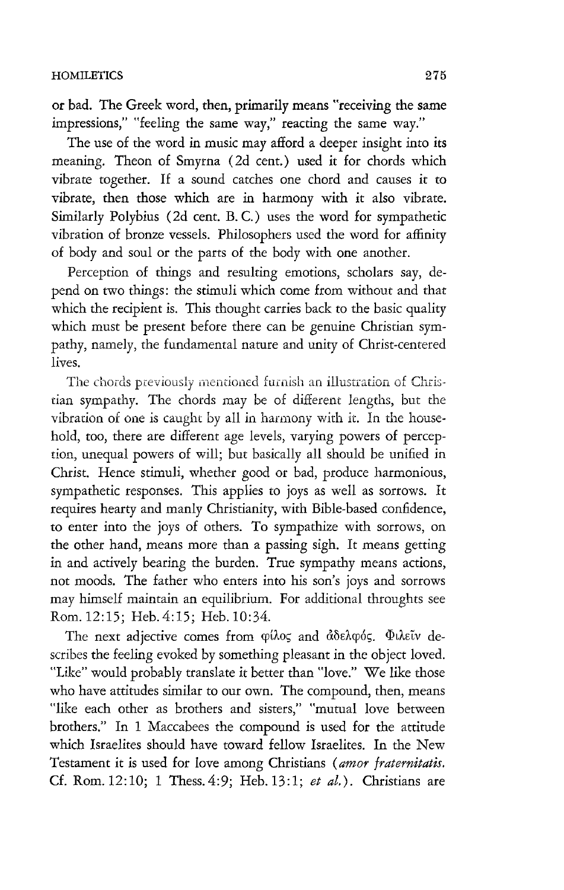or bad. The Greek word, then, primarily means "receiving the same impressions," "feeling the same way," reacting the same way."

The use of the word in music may afford a deeper insight into its meaning. Theon of Smyrna (2d cent.) used it for chords which vibrate together. If a sound catches one chord and causes it to vibrate, then those which are in harmony with it also vibrate. Similarly Polybius (2d cent. B. C.) uses the word for sympathetic vibration of bronze vessels. Philosophers used the word for affinity of body and soul or the parts of the body with one another.

Perception of things and resulting emotions, scholars say, depend on two things: the stimuli which come from without and that which the recipient is. This thought carries back to the basic quality which must be present before there can be genuine Christian sympathy, namely, the fundamental nature and unity of Christ-centered lives.

The chords previously mentioned furnish an illustration of Christian sympathy. The chords may be of different lengths, but the vibration of one is caught by all in harmony with it. In the household, too, there are different age levels, varying powers of perception, unequal powers of will; but basically all should be unified in Christ. Hence stimuli, whether good or bad, produce harmonious, sympathetic responses. This applies to joys as well as sorrows. It requires hearty and manly Christianity, with Bible-based confidence, to enter into the joys of others. To sympathize with sorrows, on the other hand, means more than a passing sigh. It means getting in and actively bearing the burden. True sympathy means actions, not moods. The father who enters into his son's joys and sorrows may himself maintain an equilibrium. For additional throughts see Rom. 12:15; Heb. 4:15; Heb. 10:34.

The next adjective comes from φίλος and ἀδελφός. Φιλεῖν describes the feeling evoked by something pleasant in the object loved. "Like" would probably translate it better than "love." We like those who have attitudes similar to our own. The compound, then, means "like each other as brothers and sisters," "mutual love between brothers." In 1 Maccabees the compound is used for the attitude which Israelites should have toward fellow Israelites. In the New Testament it is used for love among Christians (*amor fraternitatis.* Cf. Rom. 12:10; 1 Thess. 4:9; Heb. 13:1; *et al.*). Christians are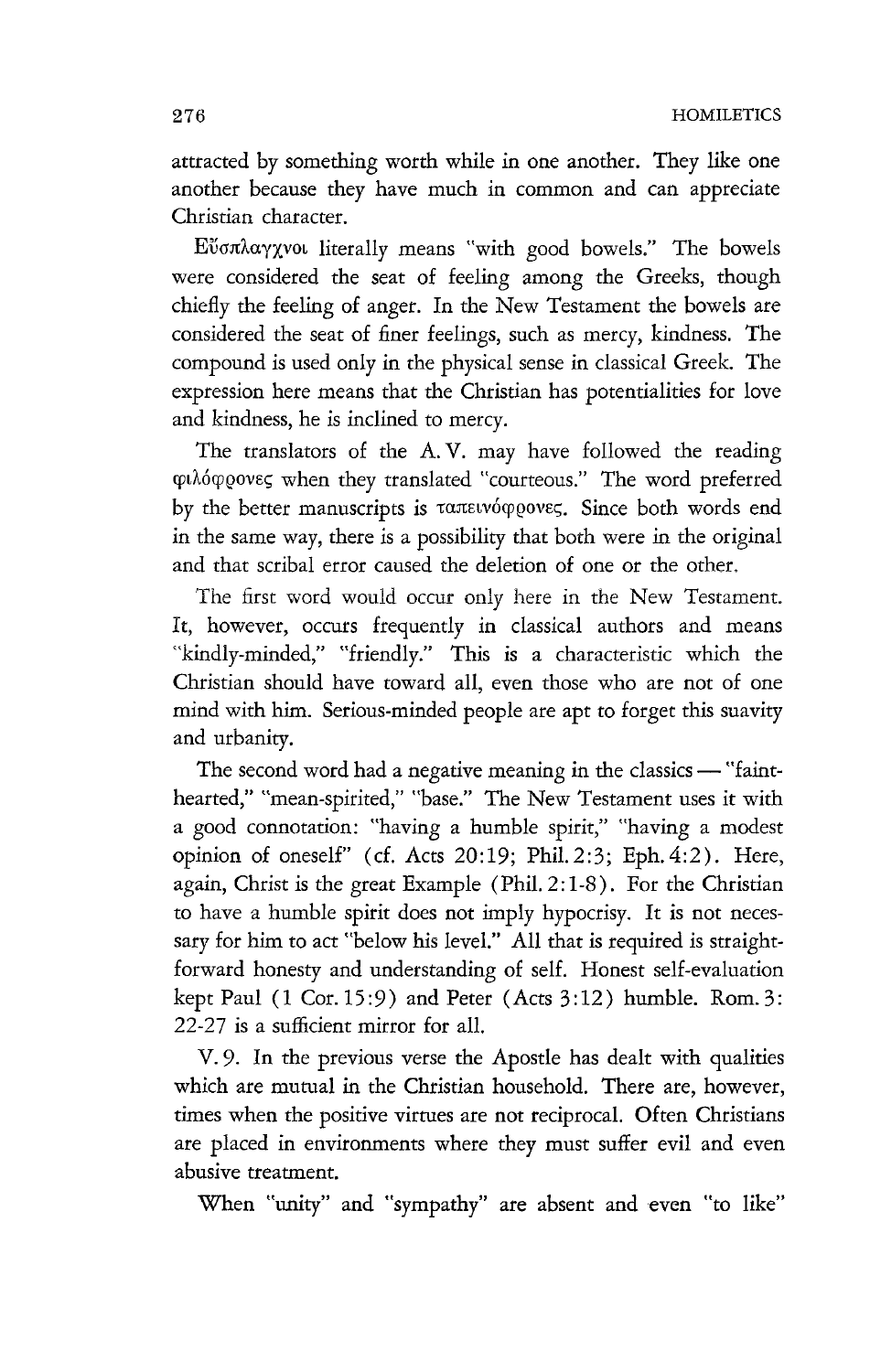attracted by something worth while in one another. They like one another because they have much in common and can appreciate Christian character.

Εὔσπλαγχνοι literally means "with good bowels." The bowels were considered the seat of feeling among the Greeks, though chiefly the feeling of anger. In the New Testament the bowels are considered the seat of finer feelings, such as mercy, kindness. The compound is used only in the physical sense in classical Greek. The expression here means that the Christian has potentialities for love and kindness, he is inclined to mercy.

The translators of the A. V. may have followed the reading φιλόφρονες when they translated "courteous." The word preferred by the better manuscripts is ταπεινόφρονες. Since both words end in the same way, there is a possibility that both were in the original and that scribal error caused the deletion of one or the other.

The first word would occur only here in the New Testament. It, however, occurs frequently in classical authors and means "kindly-minded," "friendly." This is a characteristic which the Christian should have toward all, even those who are not of one mind with him. Serious-minded people are apt to forget this suavity and urbanity.

The second word had a negative meaning in the classics — "faint-hearted," "mean-spirited," "base." The New Testament uses it with a good connotation: "having a humble spirit," "having a modest opinion of oneself" (cf. Acts 20:19; Phil. 2:3; Eph. 4:2). Here, again, Christ is the great Example (Phil. 2:1-8). For the Christian to have a humble spirit does not imply hypocrisy. It is not necessary for him to act "below his level." All that is required is straightforward honesty and understanding of self. Honest self-evaluation kept Paul (1 Cor. 15:9) and Peter (Acts 3:12) humble. Rom. 3: 22-27 is a sufficient mirror for all.

V. 9. In the previous verse the Apostle has dealt with qualities which are mutual in the Christian household. There are, however, times when the positive virtues are not reciprocal. Often Christians are placed in environments where they must suffer evil and even abusive treatment.

When "unity" and "sympathy" are absent and even "to like"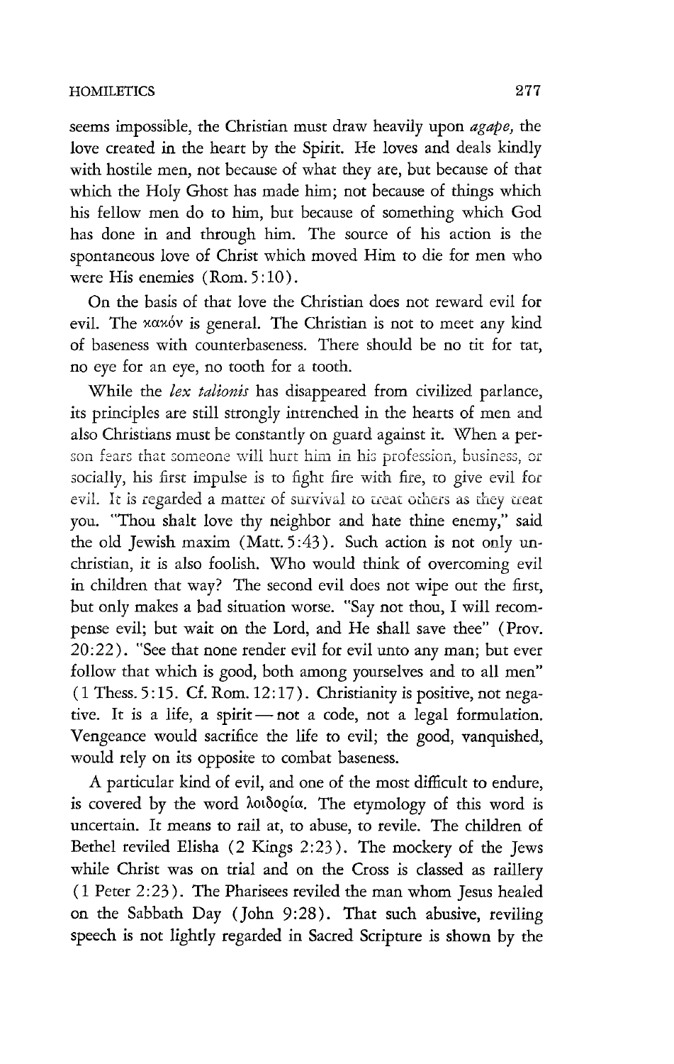seems impossible, the Christian must draw heavily upon *agape*, the love created in the heart by the Spirit. He loves and deals kindly with hostile men, not because of what they are, but because of that which the Holy Ghost has made him; not because of things which his fellow men do to him, but because of something which God has done in and through him. The source of his action is the spontaneous love of Christ which moved Him to die for men who were His enemies (Rom. 5:10).

On the basis of that love the Christian does not reward evil for evil. The κακόν is general. The Christian is not to meet any kind of baseness with counterbaseness. There should be no tit for tat, no eye for an eye, no tooth for a tooth.

While the *lex talionis* has disappeared from civilized parlance, its principles are still strongly intrenched in the hearts of men and also Christians must be constantly on guard against it. When a person fears that someone will hurt him in his profession, business, or socially, his first impulse is to fight fire with fire, to give evil for evil. It is regarded a matter of survival to treat others as they treat you. "Thou shalt love thy neighbor and hate thine enemy," said the old Jewish maxim (Matt. 5:43). Such action is not only unchristian, it is also foolish. Who would think of overcoming evil in children that way? The second evil does not wipe out the first, but only makes a bad situation worse. "Say not thou, I will recompense evil; but wait on the Lord, and He shall save thee" (Prov. 20:22). "See that none render evil for evil unto any man; but ever follow that which is good, both among yourselves and to all men" (1 Thess. 5:15. Cf. Rom. 12:17). Christianity is positive, not negative. It is a life, a spirit — not a code, not a legal formulation. Vengeance would sacrifice the life to evil; the good, vanquished, would rely on its opposite to combat baseness.

A particular kind of evil, and one of the most difficult to endure, is covered by the word λοιδορία. The etymology of this word is uncertain. It means to rail at, to abuse, to revile. The children of Bethel reviled Elisha (2 Kings 2:23). The mockery of the Jews while Christ was on trial and on the Cross is classed as raillery (1 Peter 2:23). The Pharisees reviled the man whom Jesus healed on the Sabbath Day (John 9:28). That such abusive, reviling speech is not lightly regarded in Sacred Scripture is shown by the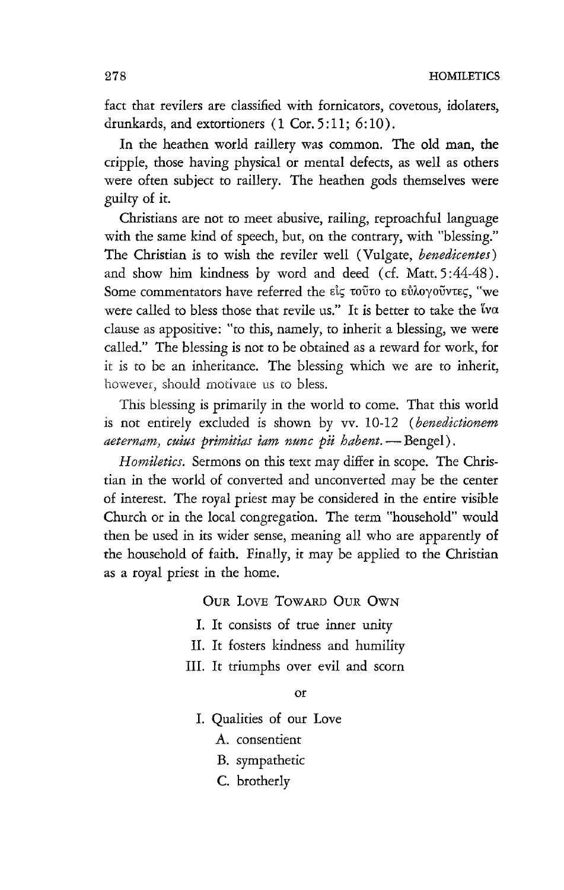fact that revilers are classified with fornicators, covetous, idolaters, drunkards, and extortioners (1 Cor. 5:11; 6:10).

In the heathen world raillery was common. The old man, the cripple, those having physical or mental defects, as well as others were often subject to raillery. The heathen gods themselves were guilty of it.

Christians are not to meet abusive, railing, reproachful language with the same kind of speech, but, on the contrary, with "blessing." The Christian is to wish the reviler well (Vulgate, *benedicentes*) and show him kindness by word and deed (cf. Matt. 5:44-48). Some commentators have referred the εἰς τοῦτο to εὐλογοῦντες, "we were called to bless those that revile us." It is better to take the ἵνα clause as appositive: "to this, namely, to inherit a blessing, we were called." The blessing is not to be obtained as a reward for work, for it is to be an inheritance. The blessing which we are to inherit, however, should motivate us to bless.

This blessing is primarily in the world to come. That this world is not entirely excluded is shown by vv. 10-12 (*benedictionem aeternam, cuius primitias iam nunc pii habent.* — Bengel).

*Homiletics.* Sermons on this text may differ in scope. The Christian in the world of converted and unconverted may be the center of interest. The royal priest may be considered in the entire visible Church or in the local congregation. The term "household" would then be used in its wider sense, meaning all who are apparently of the household of faith. Finally, it may be applied to the Christian as a royal priest in the home.

OUR LOVE TOWARD OUR OWN

I. It consists of true inner unity
II. It fosters kindness and humility
III. It triumphs over evil and scorn

or

I. Qualities of our Love
  A. consentient
  B. sympathetic
  C. brotherly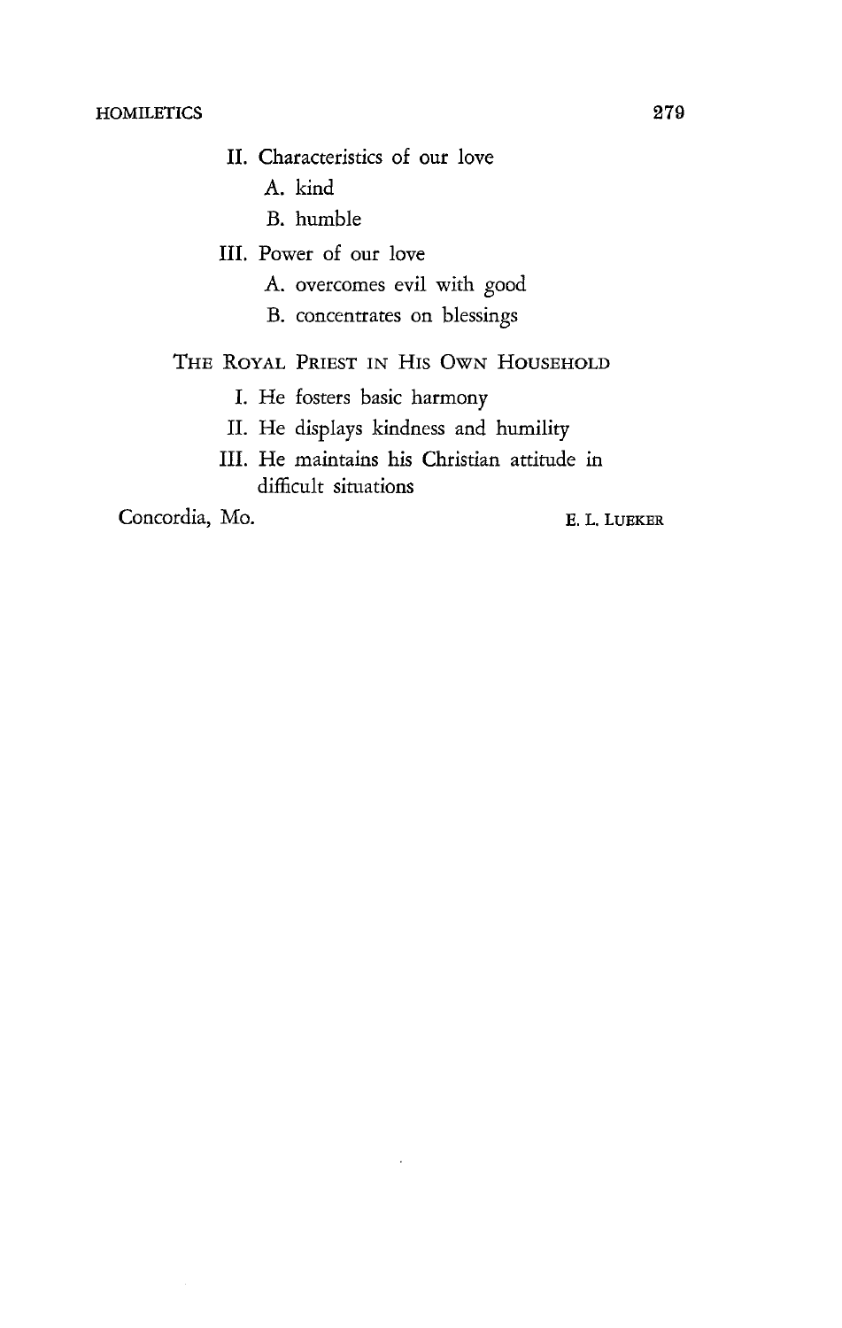- II. Characteristics of our love
  - A. kind
  - B. humble
- III. Power of our love
  - A. overcomes evil with good
  - B. concentrates on blessings

THE ROYAL PRIEST IN HIS OWN HOUSEHOLD

- I. He fosters basic harmony
- II. He displays kindness and humility
- III. He maintains his Christian attitude in difficult situations

Concordia, Mo. E. L. LUEKER